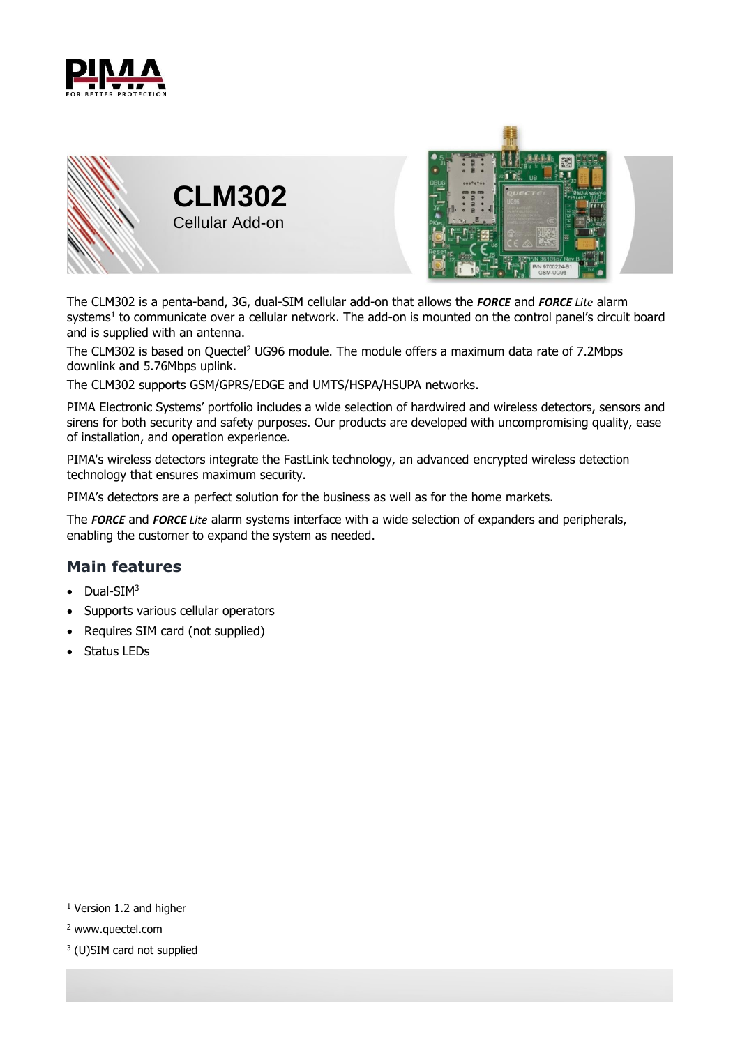# CLM302

Cellular Add-on

The CLM302 is a penta-band, 3G, dual-SIM cellular add-on that allows the ***FORCE*** and ***FORCE** Lite* alarm systems[1] to communicate over a cellular network. The add-on is mounted on the control panel's circuit board and is supplied with an antenna.

The CLM302 is based on Quectel[2] UG96 module. The module offers a maximum data rate of 7.2Mbps downlink and 5.76Mbps uplink.

The CLM302 supports GSM/GPRS/EDGE and UMTS/HSPA/HSUPA networks.

PIMA Electronic Systems' portfolio includes a wide selection of hardwired and wireless detectors, sensors and sirens for both security and safety purposes. Our products are developed with uncompromising quality, ease of installation, and operation experience.

PIMA's wireless detectors integrate the FastLink technology, an advanced encrypted wireless detection technology that ensures maximum security.

PIMA's detectors are a perfect solution for the business as well as for the home markets.

The ***FORCE*** and ***FORCE** Lite* alarm systems interface with a wide selection of expanders and peripherals, enabling the customer to expand the system as needed.

## Main features

- Dual-SIM[3]
- Supports various cellular operators
- Requires SIM card (not supplied)
- Status LEDs

[1] Version 1.2 and higher

[2] www.quectel.com

[3] (U)SIM card not supplied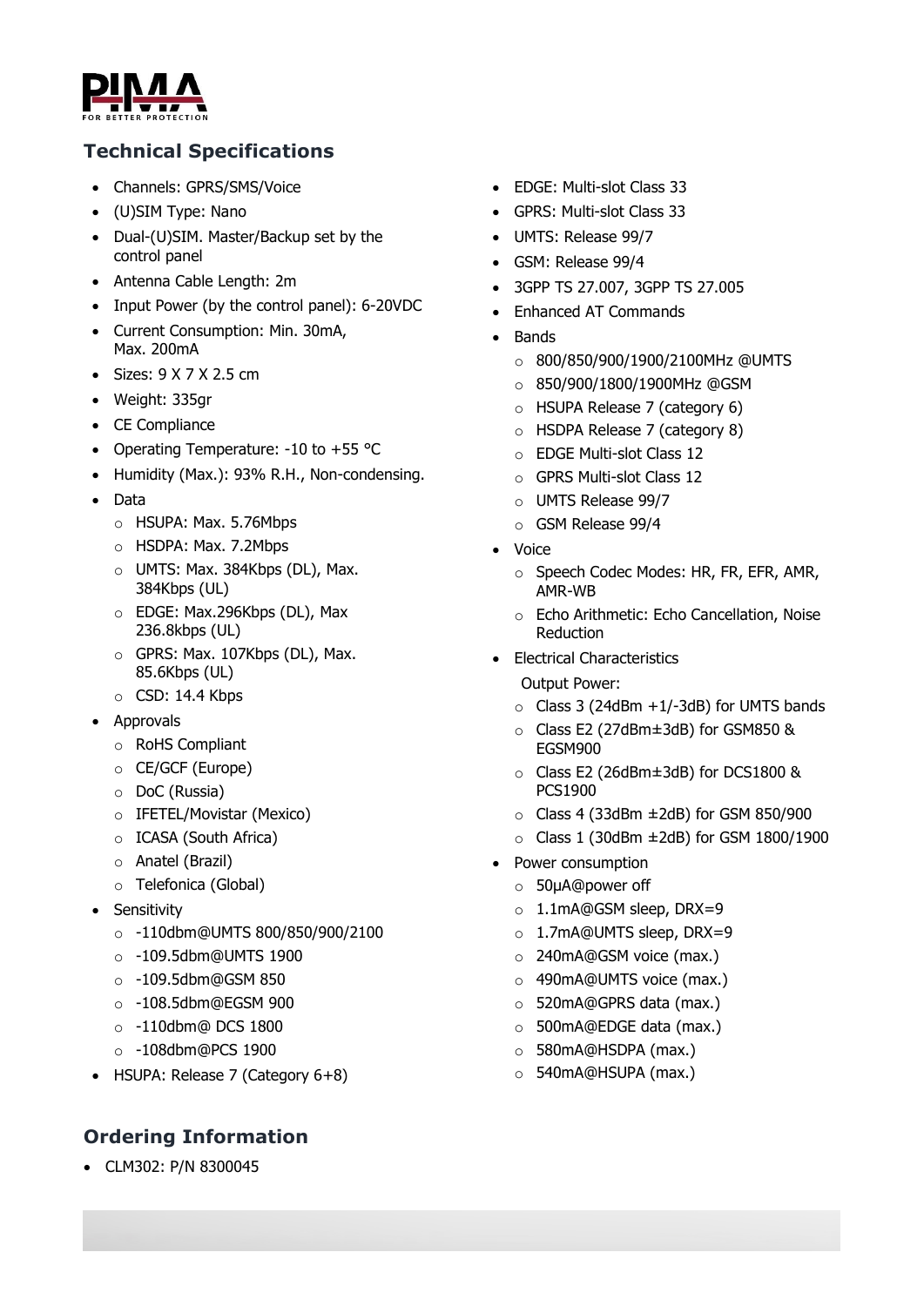## Technical Specifications

- Channels: GPRS/SMS/Voice
- (U)SIM Type: Nano
- Dual-(U)SIM. Master/Backup set by the control panel
- Antenna Cable Length: 2m
- Input Power (by the control panel): 6-20VDC
- Current Consumption: Min. 30mA, Max. 200mA
- Sizes: 9 X 7 X 2.5 cm
- Weight: 335gr
- CE Compliance
- Operating Temperature: -10 to +55 °C
- Humidity (Max.): 93% R.H., Non-condensing.
- Data
  - HSUPA: Max. 5.76Mbps
  - HSDPA: Max. 7.2Mbps
  - UMTS: Max. 384Kbps (DL), Max. 384Kbps (UL)
  - EDGE: Max.296Kbps (DL), Max 236.8kbps (UL)
  - GPRS: Max. 107Kbps (DL), Max. 85.6Kbps (UL)
  - CSD: 14.4 Kbps
- Approvals
  - RoHS Compliant
  - CE/GCF (Europe)
  - DoC (Russia)
  - IFETEL/Movistar (Mexico)
  - ICASA (South Africa)
  - Anatel (Brazil)
  - Telefonica (Global)
- Sensitivity
  - -110dbm@UMTS 800/850/900/2100
  - -109.5dbm@UMTS 1900
  - -109.5dbm@GSM 850
  - -108.5dbm@EGSM 900
  - -110dbm@ DCS 1800
  - -108dbm@PCS 1900
- HSUPA: Release 7 (Category 6+8)
- EDGE: Multi-slot Class 33
- GPRS: Multi-slot Class 33
- UMTS: Release 99/7
- GSM: Release 99/4
- 3GPP TS 27.007, 3GPP TS 27.005
- Enhanced AT Commands
- Bands
  - 800/850/900/1900/2100MHz @UMTS
  - 850/900/1800/1900MHz @GSM
  - HSUPA Release 7 (category 6)
  - HSDPA Release 7 (category 8)
  - EDGE Multi-slot Class 12
  - GPRS Multi-slot Class 12
  - UMTS Release 99/7
  - GSM Release 99/4
- Voice
  - Speech Codec Modes: HR, FR, EFR, AMR, AMR-WB
  - Echo Arithmetic: Echo Cancellation, Noise Reduction
- Electrical Characteristics

  Output Power:
  - Class 3 (24dBm +1/-3dB) for UMTS bands
  - Class E2 (27dBm±3dB) for GSM850 & EGSM900
  - Class E2 (26dBm±3dB) for DCS1800 & PCS1900
  - Class 4 (33dBm ±2dB) for GSM 850/900
  - Class 1 (30dBm ±2dB) for GSM 1800/1900
- Power consumption
  - 50μA@power off
  - 1.1mA@GSM sleep, DRX=9
  - 1.7mA@UMTS sleep, DRX=9
  - 240mA@GSM voice (max.)
  - 490mA@UMTS voice (max.)
  - 520mA@GPRS data (max.)
  - 500mA@EDGE data (max.)
  - 580mA@HSDPA (max.)
  - 540mA@HSUPA (max.)

## Ordering Information

- CLM302: P/N 8300045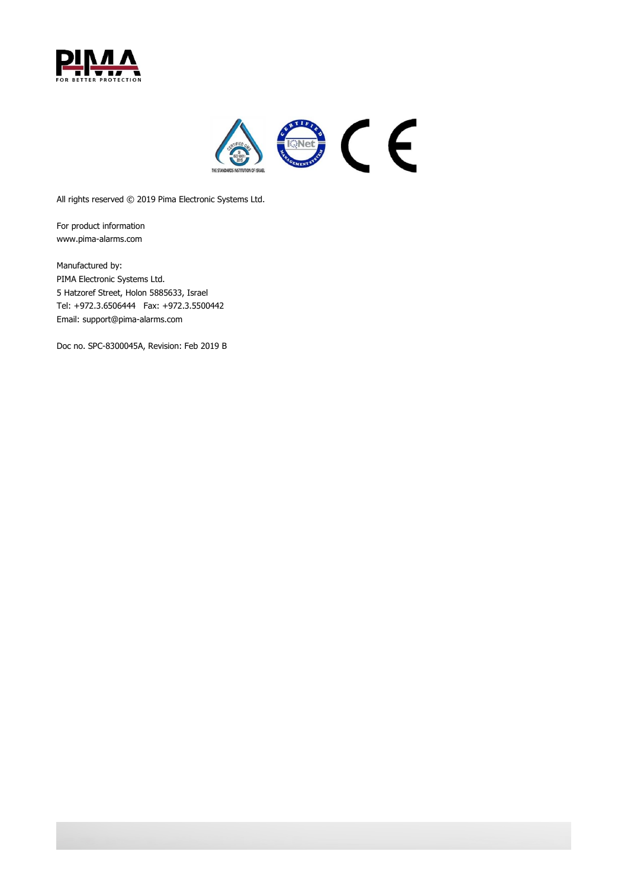All rights reserved © 2019 Pima Electronic Systems Ltd.

For product information
www.pima-alarms.com

Manufactured by:
PIMA Electronic Systems Ltd.
5 Hatzoref Street, Holon 5885633, Israel
Tel: +972.3.6506444   Fax: +972.3.5500442
Email: support@pima-alarms.com

Doc no. SPC-8300045A, Revision: Feb 2019 B